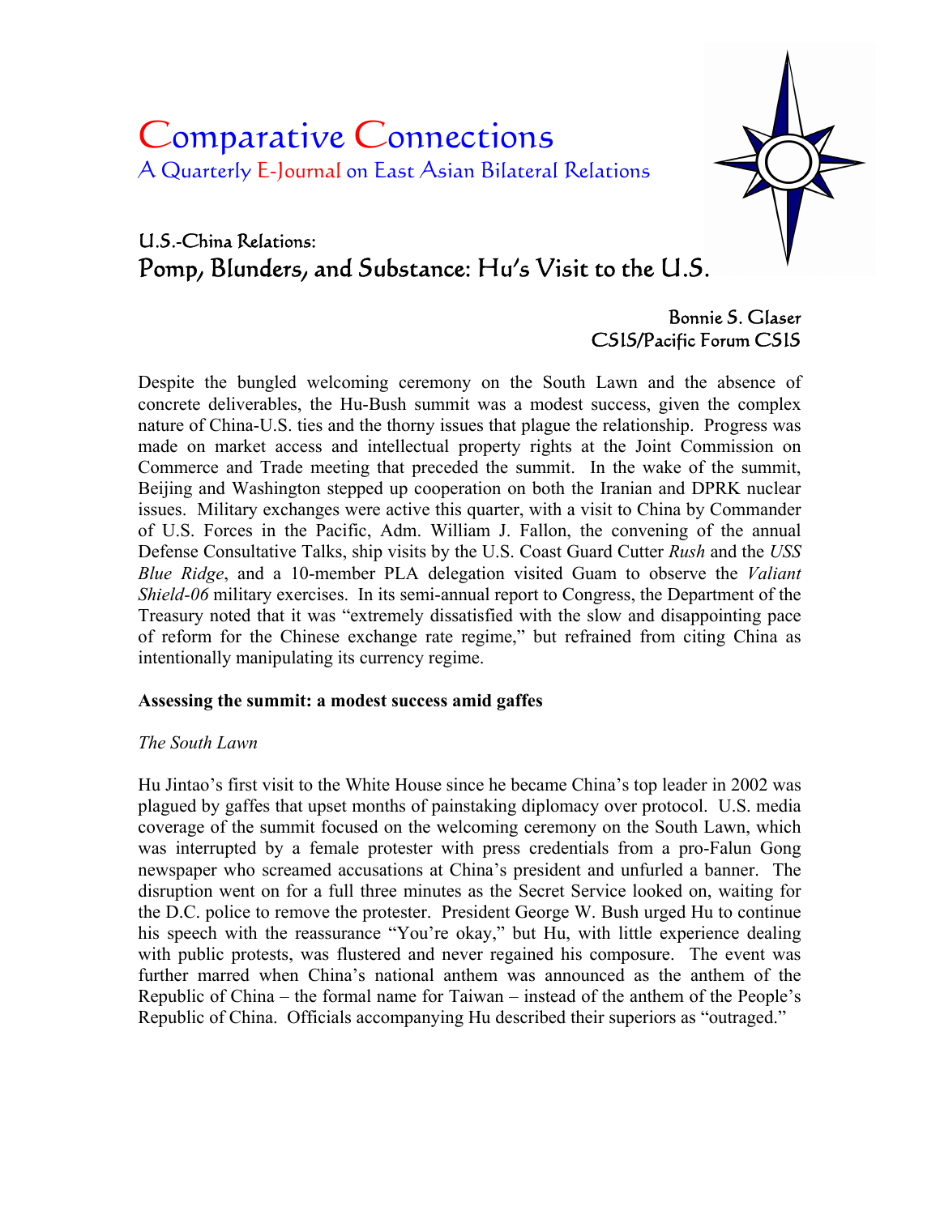# Comparative Connections

A Quarterly E-Journal on East Asian Bilateral Relations

## U.S.-China Relations:
## Pomp, Blunders, and Substance: Hu's Visit to the U.S.

Bonnie S. Glaser
CSIS/Pacific Forum CSIS

Despite the bungled welcoming ceremony on the South Lawn and the absence of concrete deliverables, the Hu-Bush summit was a modest success, given the complex nature of China-U.S. ties and the thorny issues that plague the relationship. Progress was made on market access and intellectual property rights at the Joint Commission on Commerce and Trade meeting that preceded the summit. In the wake of the summit, Beijing and Washington stepped up cooperation on both the Iranian and DPRK nuclear issues. Military exchanges were active this quarter, with a visit to China by Commander of U.S. Forces in the Pacific, Adm. William J. Fallon, the convening of the annual Defense Consultative Talks, ship visits by the U.S. Coast Guard Cutter *Rush* and the *USS Blue Ridge*, and a 10-member PLA delegation visited Guam to observe the *Valiant Shield-06* military exercises. In its semi-annual report to Congress, the Department of the Treasury noted that it was "extremely dissatisfied with the slow and disappointing pace of reform for the Chinese exchange rate regime," but refrained from citing China as intentionally manipulating its currency regime.

**Assessing the summit: a modest success amid gaffes**

*The South Lawn*

Hu Jintao's first visit to the White House since he became China's top leader in 2002 was plagued by gaffes that upset months of painstaking diplomacy over protocol. U.S. media coverage of the summit focused on the welcoming ceremony on the South Lawn, which was interrupted by a female protester with press credentials from a pro-Falun Gong newspaper who screamed accusations at China's president and unfurled a banner. The disruption went on for a full three minutes as the Secret Service looked on, waiting for the D.C. police to remove the protester. President George W. Bush urged Hu to continue his speech with the reassurance "You're okay," but Hu, with little experience dealing with public protests, was flustered and never regained his composure. The event was further marred when China's national anthem was announced as the anthem of the Republic of China – the formal name for Taiwan – instead of the anthem of the People's Republic of China. Officials accompanying Hu described their superiors as "outraged."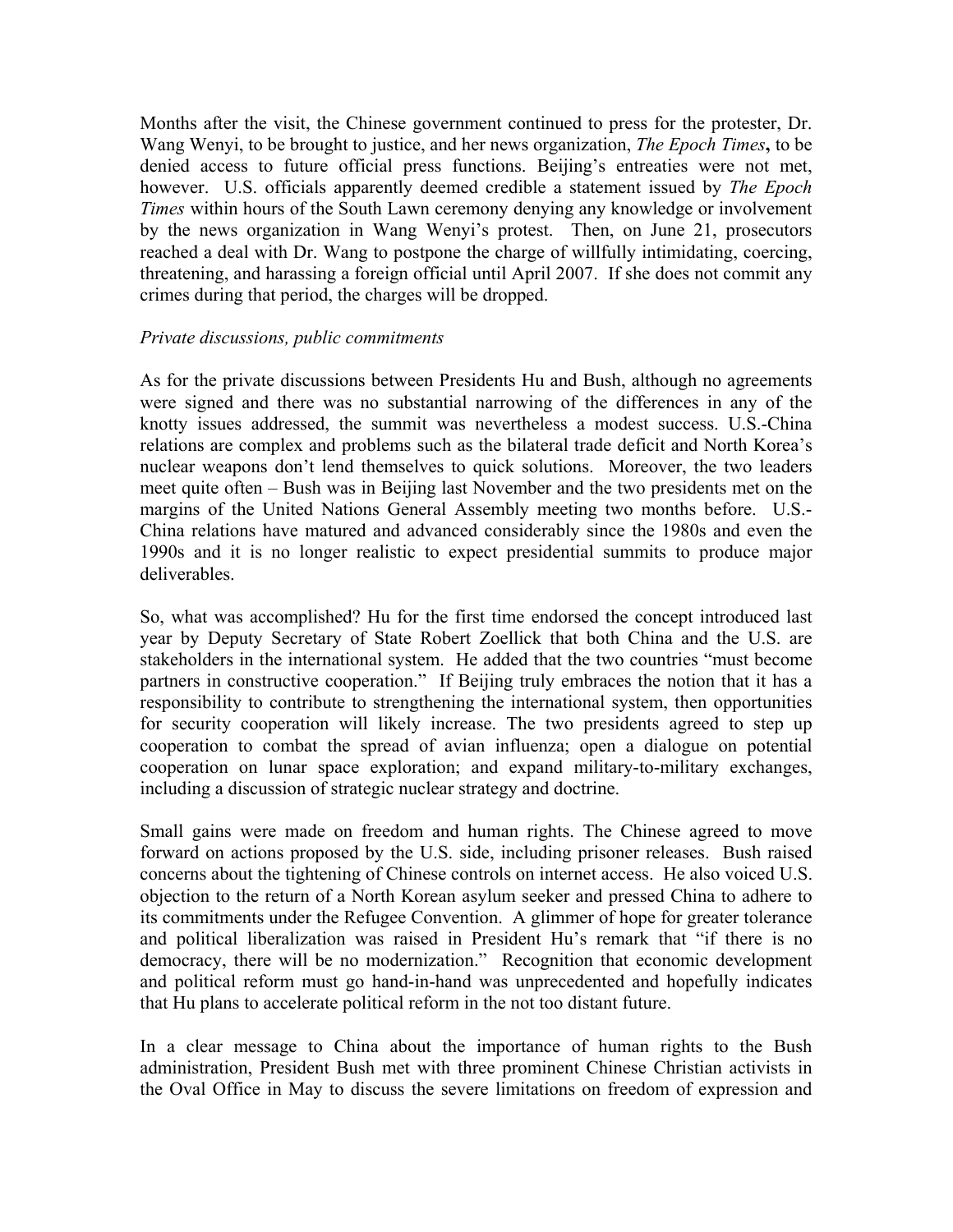Months after the visit, the Chinese government continued to press for the protester, Dr. Wang Wenyi, to be brought to justice, and her news organization, *The Epoch Times***,** to be denied access to future official press functions. Beijing's entreaties were not met, however. U.S. officials apparently deemed credible a statement issued by *The Epoch Times* within hours of the South Lawn ceremony denying any knowledge or involvement by the news organization in Wang Wenyi's protest. Then, on June 21, prosecutors reached a deal with Dr. Wang to postpone the charge of willfully intimidating, coercing, threatening, and harassing a foreign official until April 2007. If she does not commit any crimes during that period, the charges will be dropped.

*Private discussions, public commitments*

As for the private discussions between Presidents Hu and Bush, although no agreements were signed and there was no substantial narrowing of the differences in any of the knotty issues addressed, the summit was nevertheless a modest success. U.S.-China relations are complex and problems such as the bilateral trade deficit and North Korea's nuclear weapons don't lend themselves to quick solutions. Moreover, the two leaders meet quite often – Bush was in Beijing last November and the two presidents met on the margins of the United Nations General Assembly meeting two months before. U.S.-China relations have matured and advanced considerably since the 1980s and even the 1990s and it is no longer realistic to expect presidential summits to produce major deliverables.

So, what was accomplished? Hu for the first time endorsed the concept introduced last year by Deputy Secretary of State Robert Zoellick that both China and the U.S. are stakeholders in the international system. He added that the two countries "must become partners in constructive cooperation." If Beijing truly embraces the notion that it has a responsibility to contribute to strengthening the international system, then opportunities for security cooperation will likely increase. The two presidents agreed to step up cooperation to combat the spread of avian influenza; open a dialogue on potential cooperation on lunar space exploration; and expand military-to-military exchanges, including a discussion of strategic nuclear strategy and doctrine.

Small gains were made on freedom and human rights. The Chinese agreed to move forward on actions proposed by the U.S. side, including prisoner releases. Bush raised concerns about the tightening of Chinese controls on internet access. He also voiced U.S. objection to the return of a North Korean asylum seeker and pressed China to adhere to its commitments under the Refugee Convention. A glimmer of hope for greater tolerance and political liberalization was raised in President Hu's remark that "if there is no democracy, there will be no modernization." Recognition that economic development and political reform must go hand-in-hand was unprecedented and hopefully indicates that Hu plans to accelerate political reform in the not too distant future.

In a clear message to China about the importance of human rights to the Bush administration, President Bush met with three prominent Chinese Christian activists in the Oval Office in May to discuss the severe limitations on freedom of expression and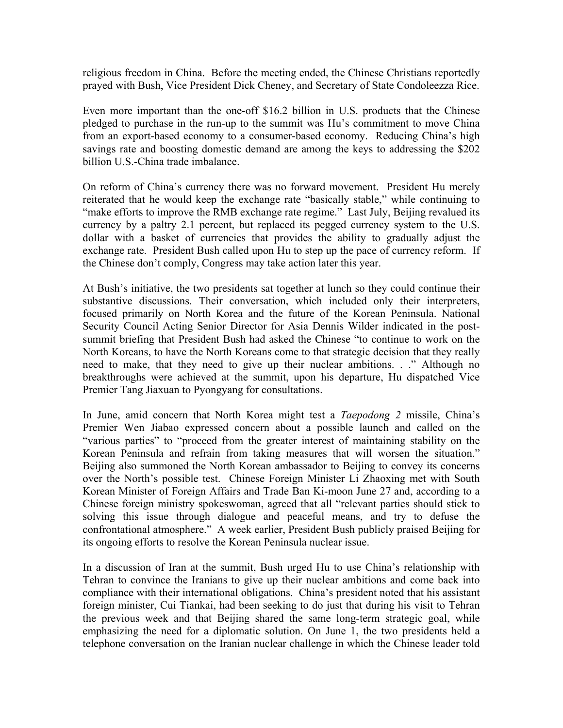religious freedom in China. Before the meeting ended, the Chinese Christians reportedly prayed with Bush, Vice President Dick Cheney, and Secretary of State Condoleezza Rice.

Even more important than the one-off $16.2 billion in U.S. products that the Chinese pledged to purchase in the run-up to the summit was Hu's commitment to move China from an export-based economy to a consumer-based economy. Reducing China's high savings rate and boosting domestic demand are among the keys to addressing the $202 billion U.S.-China trade imbalance.

On reform of China's currency there was no forward movement. President Hu merely reiterated that he would keep the exchange rate "basically stable," while continuing to "make efforts to improve the RMB exchange rate regime." Last July, Beijing revalued its currency by a paltry 2.1 percent, but replaced its pegged currency system to the U.S. dollar with a basket of currencies that provides the ability to gradually adjust the exchange rate. President Bush called upon Hu to step up the pace of currency reform. If the Chinese don't comply, Congress may take action later this year.

At Bush's initiative, the two presidents sat together at lunch so they could continue their substantive discussions. Their conversation, which included only their interpreters, focused primarily on North Korea and the future of the Korean Peninsula. National Security Council Acting Senior Director for Asia Dennis Wilder indicated in the post-summit briefing that President Bush had asked the Chinese "to continue to work on the North Koreans, to have the North Koreans come to that strategic decision that they really need to make, that they need to give up their nuclear ambitions. . ." Although no breakthroughs were achieved at the summit, upon his departure, Hu dispatched Vice Premier Tang Jiaxuan to Pyongyang for consultations.

In June, amid concern that North Korea might test a *Taepodong 2* missile, China's Premier Wen Jiabao expressed concern about a possible launch and called on the "various parties" to "proceed from the greater interest of maintaining stability on the Korean Peninsula and refrain from taking measures that will worsen the situation." Beijing also summoned the North Korean ambassador to Beijing to convey its concerns over the North's possible test. Chinese Foreign Minister Li Zhaoxing met with South Korean Minister of Foreign Affairs and Trade Ban Ki-moon June 27 and, according to a Chinese foreign ministry spokeswoman, agreed that all "relevant parties should stick to solving this issue through dialogue and peaceful means, and try to defuse the confrontational atmosphere." A week earlier, President Bush publicly praised Beijing for its ongoing efforts to resolve the Korean Peninsula nuclear issue.

In a discussion of Iran at the summit, Bush urged Hu to use China's relationship with Tehran to convince the Iranians to give up their nuclear ambitions and come back into compliance with their international obligations. China's president noted that his assistant foreign minister, Cui Tiankai, had been seeking to do just that during his visit to Tehran the previous week and that Beijing shared the same long-term strategic goal, while emphasizing the need for a diplomatic solution. On June 1, the two presidents held a telephone conversation on the Iranian nuclear challenge in which the Chinese leader told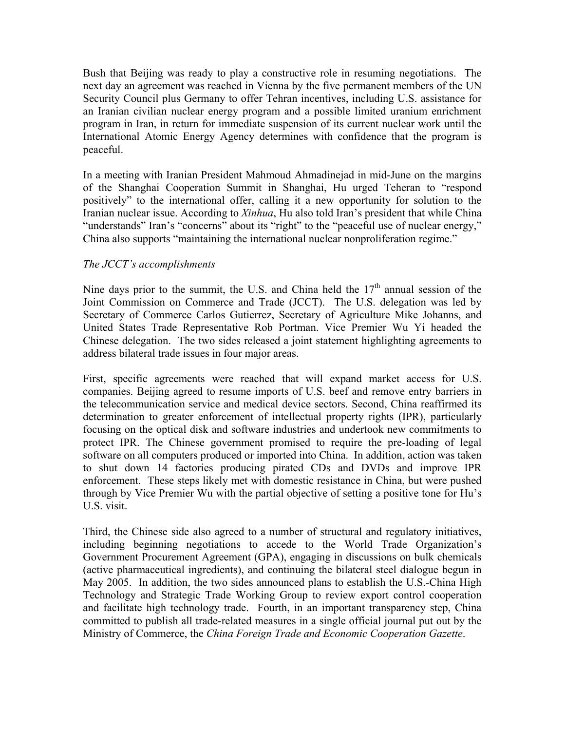Bush that Beijing was ready to play a constructive role in resuming negotiations. The next day an agreement was reached in Vienna by the five permanent members of the UN Security Council plus Germany to offer Tehran incentives, including U.S. assistance for an Iranian civilian nuclear energy program and a possible limited uranium enrichment program in Iran, in return for immediate suspension of its current nuclear work until the International Atomic Energy Agency determines with confidence that the program is peaceful.

In a meeting with Iranian President Mahmoud Ahmadinejad in mid-June on the margins of the Shanghai Cooperation Summit in Shanghai, Hu urged Teheran to "respond positively" to the international offer, calling it a new opportunity for solution to the Iranian nuclear issue. According to *Xinhua*, Hu also told Iran's president that while China "understands" Iran's "concerns" about its "right" to the "peaceful use of nuclear energy," China also supports "maintaining the international nuclear nonproliferation regime."

*The JCCT's accomplishments*

Nine days prior to the summit, the U.S. and China held the 17th annual session of the Joint Commission on Commerce and Trade (JCCT). The U.S. delegation was led by Secretary of Commerce Carlos Gutierrez, Secretary of Agriculture Mike Johanns, and United States Trade Representative Rob Portman. Vice Premier Wu Yi headed the Chinese delegation. The two sides released a joint statement highlighting agreements to address bilateral trade issues in four major areas.

First, specific agreements were reached that will expand market access for U.S. companies. Beijing agreed to resume imports of U.S. beef and remove entry barriers in the telecommunication service and medical device sectors. Second, China reaffirmed its determination to greater enforcement of intellectual property rights (IPR), particularly focusing on the optical disk and software industries and undertook new commitments to protect IPR. The Chinese government promised to require the pre-loading of legal software on all computers produced or imported into China. In addition, action was taken to shut down 14 factories producing pirated CDs and DVDs and improve IPR enforcement. These steps likely met with domestic resistance in China, but were pushed through by Vice Premier Wu with the partial objective of setting a positive tone for Hu's U.S. visit.

Third, the Chinese side also agreed to a number of structural and regulatory initiatives, including beginning negotiations to accede to the World Trade Organization's Government Procurement Agreement (GPA), engaging in discussions on bulk chemicals (active pharmaceutical ingredients), and continuing the bilateral steel dialogue begun in May 2005. In addition, the two sides announced plans to establish the U.S.-China High Technology and Strategic Trade Working Group to review export control cooperation and facilitate high technology trade. Fourth, in an important transparency step, China committed to publish all trade-related measures in a single official journal put out by the Ministry of Commerce, the *China Foreign Trade and Economic Cooperation Gazette*.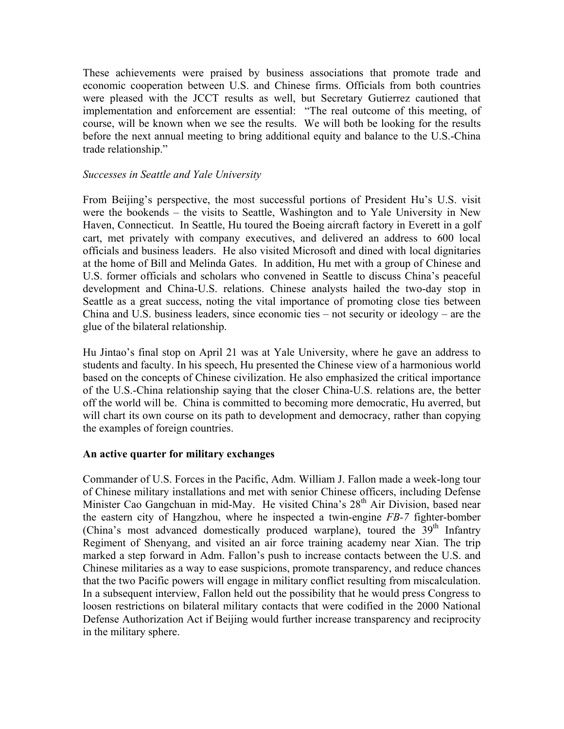These achievements were praised by business associations that promote trade and economic cooperation between U.S. and Chinese firms. Officials from both countries were pleased with the JCCT results as well, but Secretary Gutierrez cautioned that implementation and enforcement are essential: "The real outcome of this meeting, of course, will be known when we see the results. We will both be looking for the results before the next annual meeting to bring additional equity and balance to the U.S.-China trade relationship."

*Successes in Seattle and Yale University*

From Beijing's perspective, the most successful portions of President Hu's U.S. visit were the bookends – the visits to Seattle, Washington and to Yale University in New Haven, Connecticut. In Seattle, Hu toured the Boeing aircraft factory in Everett in a golf cart, met privately with company executives, and delivered an address to 600 local officials and business leaders. He also visited Microsoft and dined with local dignitaries at the home of Bill and Melinda Gates. In addition, Hu met with a group of Chinese and U.S. former officials and scholars who convened in Seattle to discuss China's peaceful development and China-U.S. relations. Chinese analysts hailed the two-day stop in Seattle as a great success, noting the vital importance of promoting close ties between China and U.S. business leaders, since economic ties – not security or ideology – are the glue of the bilateral relationship.

Hu Jintao's final stop on April 21 was at Yale University, where he gave an address to students and faculty. In his speech, Hu presented the Chinese view of a harmonious world based on the concepts of Chinese civilization. He also emphasized the critical importance of the U.S.-China relationship saying that the closer China-U.S. relations are, the better off the world will be. China is committed to becoming more democratic, Hu averred, but will chart its own course on its path to development and democracy, rather than copying the examples of foreign countries.

**An active quarter for military exchanges**

Commander of U.S. Forces in the Pacific, Adm. William J. Fallon made a week-long tour of Chinese military installations and met with senior Chinese officers, including Defense Minister Cao Gangchuan in mid-May. He visited China's 28th Air Division, based near the eastern city of Hangzhou, where he inspected a twin-engine *FB-7* fighter-bomber (China's most advanced domestically produced warplane), toured the 39th Infantry Regiment of Shenyang, and visited an air force training academy near Xian. The trip marked a step forward in Adm. Fallon's push to increase contacts between the U.S. and Chinese militaries as a way to ease suspicions, promote transparency, and reduce chances that the two Pacific powers will engage in military conflict resulting from miscalculation. In a subsequent interview, Fallon held out the possibility that he would press Congress to loosen restrictions on bilateral military contacts that were codified in the 2000 National Defense Authorization Act if Beijing would further increase transparency and reciprocity in the military sphere.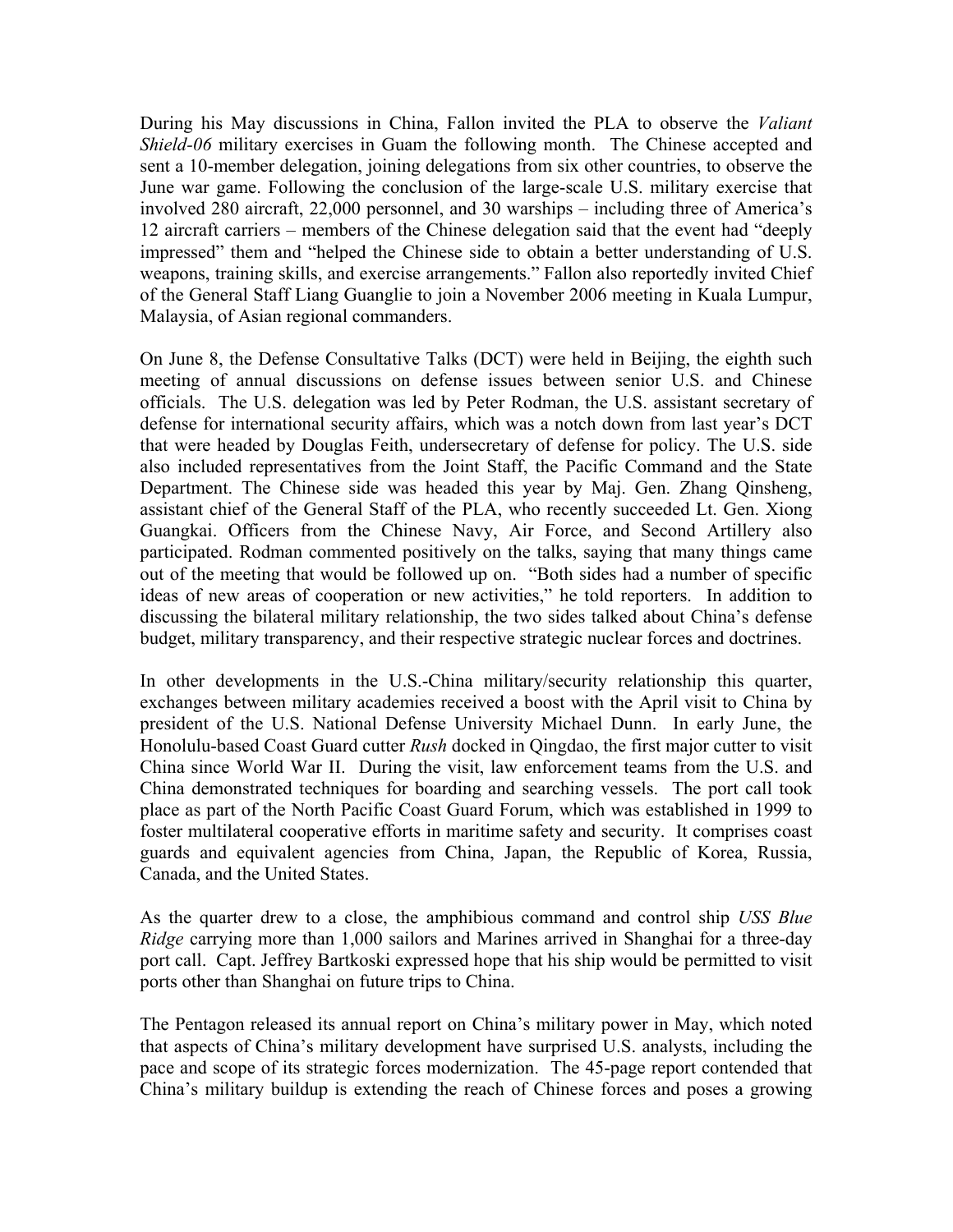During his May discussions in China, Fallon invited the PLA to observe the *Valiant Shield-06* military exercises in Guam the following month. The Chinese accepted and sent a 10-member delegation, joining delegations from six other countries, to observe the June war game. Following the conclusion of the large-scale U.S. military exercise that involved 280 aircraft, 22,000 personnel, and 30 warships – including three of America's 12 aircraft carriers – members of the Chinese delegation said that the event had "deeply impressed" them and "helped the Chinese side to obtain a better understanding of U.S. weapons, training skills, and exercise arrangements." Fallon also reportedly invited Chief of the General Staff Liang Guanglie to join a November 2006 meeting in Kuala Lumpur, Malaysia, of Asian regional commanders.

On June 8, the Defense Consultative Talks (DCT) were held in Beijing, the eighth such meeting of annual discussions on defense issues between senior U.S. and Chinese officials. The U.S. delegation was led by Peter Rodman, the U.S. assistant secretary of defense for international security affairs, which was a notch down from last year's DCT that were headed by Douglas Feith, undersecretary of defense for policy. The U.S. side also included representatives from the Joint Staff, the Pacific Command and the State Department. The Chinese side was headed this year by Maj. Gen. Zhang Qinsheng, assistant chief of the General Staff of the PLA, who recently succeeded Lt. Gen. Xiong Guangkai. Officers from the Chinese Navy, Air Force, and Second Artillery also participated. Rodman commented positively on the talks, saying that many things came out of the meeting that would be followed up on. "Both sides had a number of specific ideas of new areas of cooperation or new activities," he told reporters. In addition to discussing the bilateral military relationship, the two sides talked about China's defense budget, military transparency, and their respective strategic nuclear forces and doctrines.

In other developments in the U.S.-China military/security relationship this quarter, exchanges between military academies received a boost with the April visit to China by president of the U.S. National Defense University Michael Dunn. In early June, the Honolulu-based Coast Guard cutter *Rush* docked in Qingdao, the first major cutter to visit China since World War II. During the visit, law enforcement teams from the U.S. and China demonstrated techniques for boarding and searching vessels. The port call took place as part of the North Pacific Coast Guard Forum, which was established in 1999 to foster multilateral cooperative efforts in maritime safety and security. It comprises coast guards and equivalent agencies from China, Japan, the Republic of Korea, Russia, Canada, and the United States.

As the quarter drew to a close, the amphibious command and control ship *USS Blue Ridge* carrying more than 1,000 sailors and Marines arrived in Shanghai for a three-day port call. Capt. Jeffrey Bartkoski expressed hope that his ship would be permitted to visit ports other than Shanghai on future trips to China.

The Pentagon released its annual report on China's military power in May, which noted that aspects of China's military development have surprised U.S. analysts, including the pace and scope of its strategic forces modernization. The 45-page report contended that China's military buildup is extending the reach of Chinese forces and poses a growing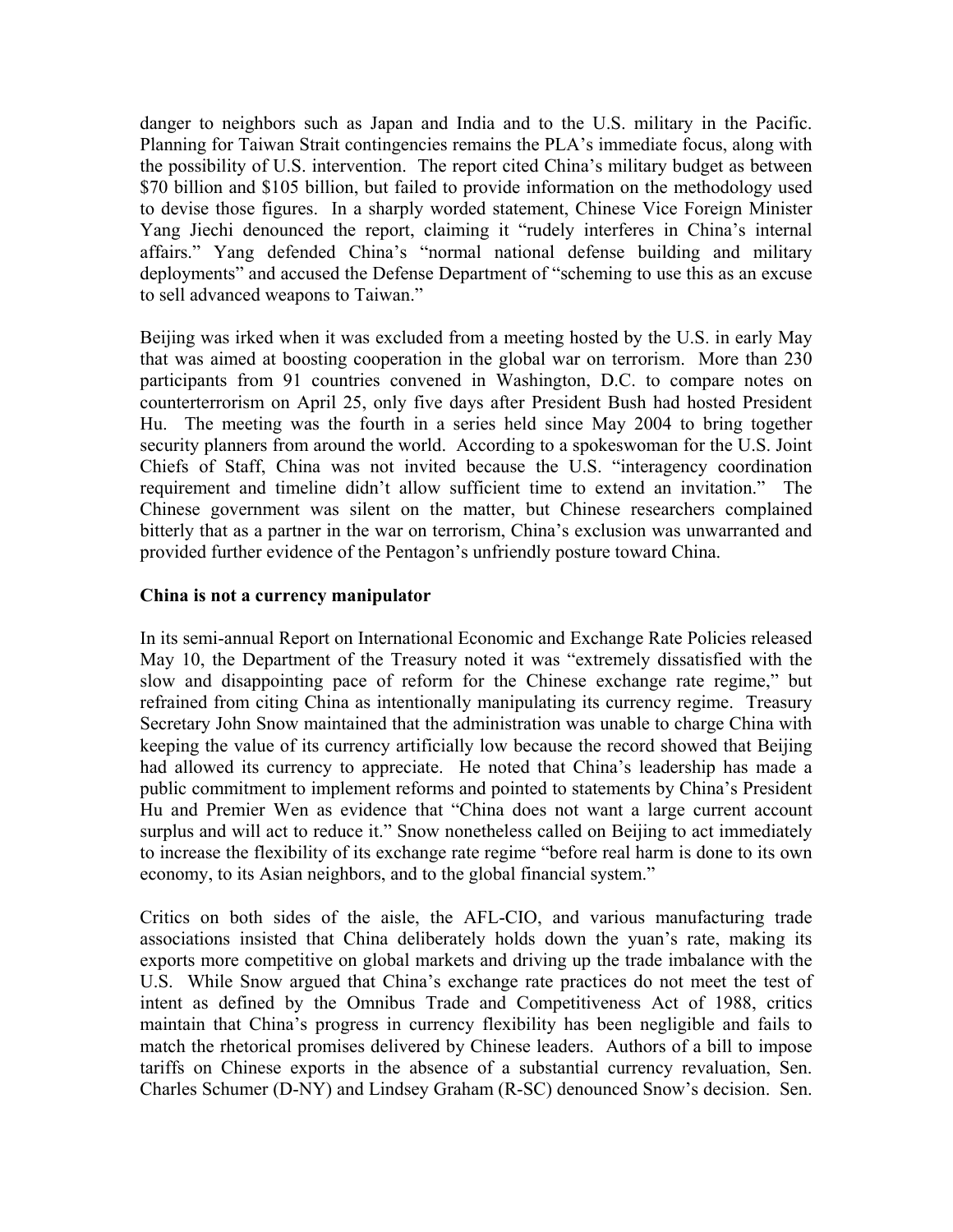danger to neighbors such as Japan and India and to the U.S. military in the Pacific. Planning for Taiwan Strait contingencies remains the PLA's immediate focus, along with the possibility of U.S. intervention. The report cited China's military budget as between $70 billion and $105 billion, but failed to provide information on the methodology used to devise those figures. In a sharply worded statement, Chinese Vice Foreign Minister Yang Jiechi denounced the report, claiming it "rudely interferes in China's internal affairs." Yang defended China's "normal national defense building and military deployments" and accused the Defense Department of "scheming to use this as an excuse to sell advanced weapons to Taiwan."

Beijing was irked when it was excluded from a meeting hosted by the U.S. in early May that was aimed at boosting cooperation in the global war on terrorism. More than 230 participants from 91 countries convened in Washington, D.C. to compare notes on counterterrorism on April 25, only five days after President Bush had hosted President Hu. The meeting was the fourth in a series held since May 2004 to bring together security planners from around the world. According to a spokeswoman for the U.S. Joint Chiefs of Staff, China was not invited because the U.S. "interagency coordination requirement and timeline didn't allow sufficient time to extend an invitation." The Chinese government was silent on the matter, but Chinese researchers complained bitterly that as a partner in the war on terrorism, China's exclusion was unwarranted and provided further evidence of the Pentagon's unfriendly posture toward China.

**China is not a currency manipulator**

In its semi-annual Report on International Economic and Exchange Rate Policies released May 10, the Department of the Treasury noted it was "extremely dissatisfied with the slow and disappointing pace of reform for the Chinese exchange rate regime," but refrained from citing China as intentionally manipulating its currency regime. Treasury Secretary John Snow maintained that the administration was unable to charge China with keeping the value of its currency artificially low because the record showed that Beijing had allowed its currency to appreciate. He noted that China's leadership has made a public commitment to implement reforms and pointed to statements by China's President Hu and Premier Wen as evidence that "China does not want a large current account surplus and will act to reduce it." Snow nonetheless called on Beijing to act immediately to increase the flexibility of its exchange rate regime "before real harm is done to its own economy, to its Asian neighbors, and to the global financial system."

Critics on both sides of the aisle, the AFL-CIO, and various manufacturing trade associations insisted that China deliberately holds down the yuan's rate, making its exports more competitive on global markets and driving up the trade imbalance with the U.S. While Snow argued that China's exchange rate practices do not meet the test of intent as defined by the Omnibus Trade and Competitiveness Act of 1988, critics maintain that China's progress in currency flexibility has been negligible and fails to match the rhetorical promises delivered by Chinese leaders. Authors of a bill to impose tariffs on Chinese exports in the absence of a substantial currency revaluation, Sen. Charles Schumer (D-NY) and Lindsey Graham (R-SC) denounced Snow's decision. Sen.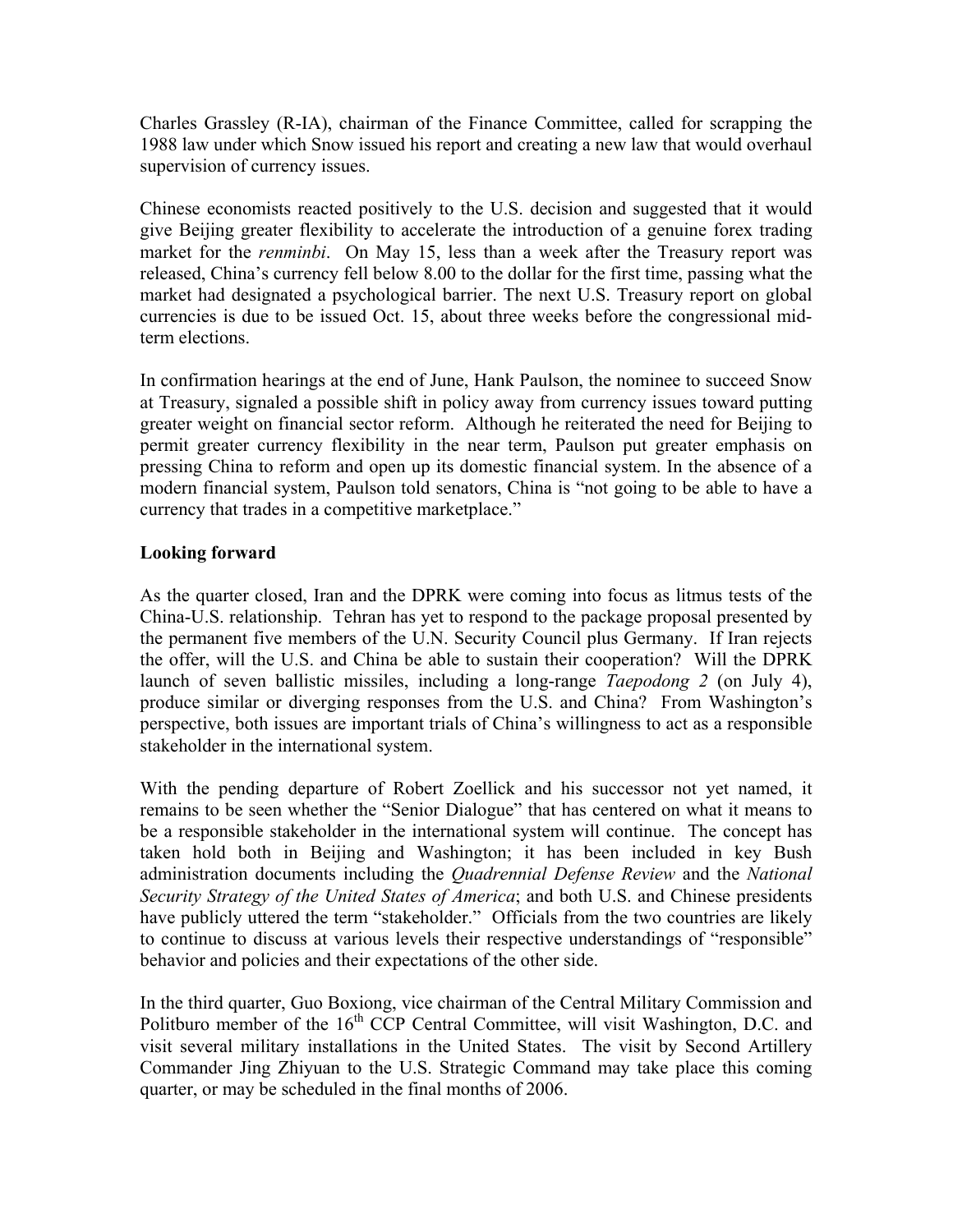Charles Grassley (R-IA), chairman of the Finance Committee, called for scrapping the 1988 law under which Snow issued his report and creating a new law that would overhaul supervision of currency issues.

Chinese economists reacted positively to the U.S. decision and suggested that it would give Beijing greater flexibility to accelerate the introduction of a genuine forex trading market for the *renminbi*. On May 15, less than a week after the Treasury report was released, China's currency fell below 8.00 to the dollar for the first time, passing what the market had designated a psychological barrier. The next U.S. Treasury report on global currencies is due to be issued Oct. 15, about three weeks before the congressional mid-term elections.

In confirmation hearings at the end of June, Hank Paulson, the nominee to succeed Snow at Treasury, signaled a possible shift in policy away from currency issues toward putting greater weight on financial sector reform. Although he reiterated the need for Beijing to permit greater currency flexibility in the near term, Paulson put greater emphasis on pressing China to reform and open up its domestic financial system. In the absence of a modern financial system, Paulson told senators, China is "not going to be able to have a currency that trades in a competitive marketplace."

**Looking forward**

As the quarter closed, Iran and the DPRK were coming into focus as litmus tests of the China-U.S. relationship. Tehran has yet to respond to the package proposal presented by the permanent five members of the U.N. Security Council plus Germany. If Iran rejects the offer, will the U.S. and China be able to sustain their cooperation? Will the DPRK launch of seven ballistic missiles, including a long-range *Taepodong 2* (on July 4), produce similar or diverging responses from the U.S. and China? From Washington's perspective, both issues are important trials of China's willingness to act as a responsible stakeholder in the international system.

With the pending departure of Robert Zoellick and his successor not yet named, it remains to be seen whether the "Senior Dialogue" that has centered on what it means to be a responsible stakeholder in the international system will continue. The concept has taken hold both in Beijing and Washington; it has been included in key Bush administration documents including the *Quadrennial Defense Review* and the *National Security Strategy of the United States of America*; and both U.S. and Chinese presidents have publicly uttered the term "stakeholder." Officials from the two countries are likely to continue to discuss at various levels their respective understandings of "responsible" behavior and policies and their expectations of the other side.

In the third quarter, Guo Boxiong, vice chairman of the Central Military Commission and Politburo member of the 16th CCP Central Committee, will visit Washington, D.C. and visit several military installations in the United States. The visit by Second Artillery Commander Jing Zhiyuan to the U.S. Strategic Command may take place this coming quarter, or may be scheduled in the final months of 2006.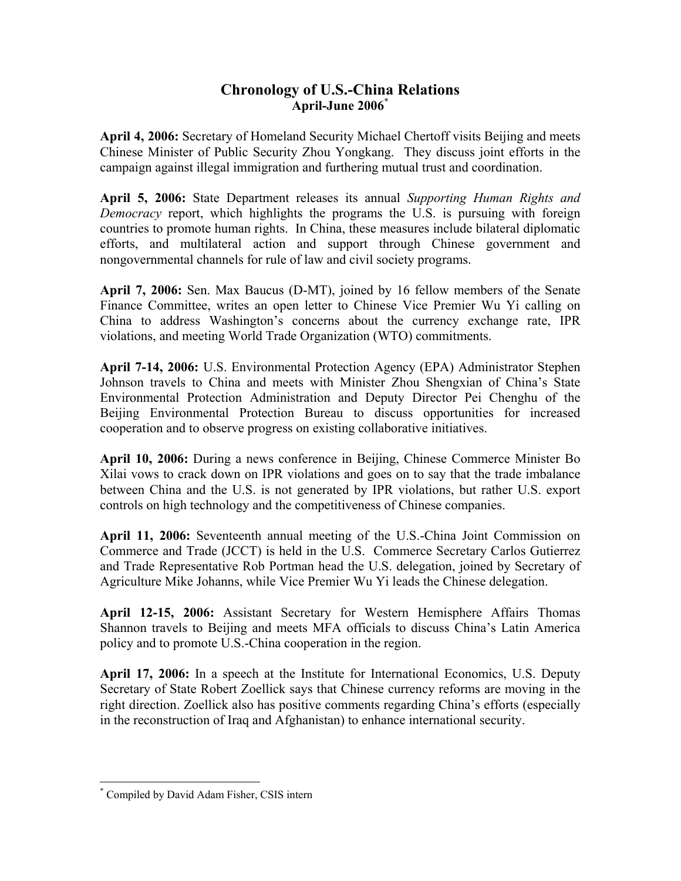# Chronology of U.S.-China Relations
## April-June 2006[*]

**April 4, 2006:** Secretary of Homeland Security Michael Chertoff visits Beijing and meets Chinese Minister of Public Security Zhou Yongkang. They discuss joint efforts in the campaign against illegal immigration and furthering mutual trust and coordination.

**April 5, 2006:** State Department releases its annual *Supporting Human Rights and Democracy* report, which highlights the programs the U.S. is pursuing with foreign countries to promote human rights. In China, these measures include bilateral diplomatic efforts, and multilateral action and support through Chinese government and nongovernmental channels for rule of law and civil society programs.

**April 7, 2006:** Sen. Max Baucus (D-MT), joined by 16 fellow members of the Senate Finance Committee, writes an open letter to Chinese Vice Premier Wu Yi calling on China to address Washington's concerns about the currency exchange rate, IPR violations, and meeting World Trade Organization (WTO) commitments.

**April 7-14, 2006:** U.S. Environmental Protection Agency (EPA) Administrator Stephen Johnson travels to China and meets with Minister Zhou Shengxian of China's State Environmental Protection Administration and Deputy Director Pei Chenghu of the Beijing Environmental Protection Bureau to discuss opportunities for increased cooperation and to observe progress on existing collaborative initiatives.

**April 10, 2006:** During a news conference in Beijing, Chinese Commerce Minister Bo Xilai vows to crack down on IPR violations and goes on to say that the trade imbalance between China and the U.S. is not generated by IPR violations, but rather U.S. export controls on high technology and the competitiveness of Chinese companies.

**April 11, 2006:** Seventeenth annual meeting of the U.S.-China Joint Commission on Commerce and Trade (JCCT) is held in the U.S. Commerce Secretary Carlos Gutierrez and Trade Representative Rob Portman head the U.S. delegation, joined by Secretary of Agriculture Mike Johanns, while Vice Premier Wu Yi leads the Chinese delegation.

**April 12-15, 2006:** Assistant Secretary for Western Hemisphere Affairs Thomas Shannon travels to Beijing and meets MFA officials to discuss China's Latin America policy and to promote U.S.-China cooperation in the region.

**April 17, 2006:** In a speech at the Institute for International Economics, U.S. Deputy Secretary of State Robert Zoellick says that Chinese currency reforms are moving in the right direction. Zoellick also has positive comments regarding China's efforts (especially in the reconstruction of Iraq and Afghanistan) to enhance international security.

---

[*] Compiled by David Adam Fisher, CSIS intern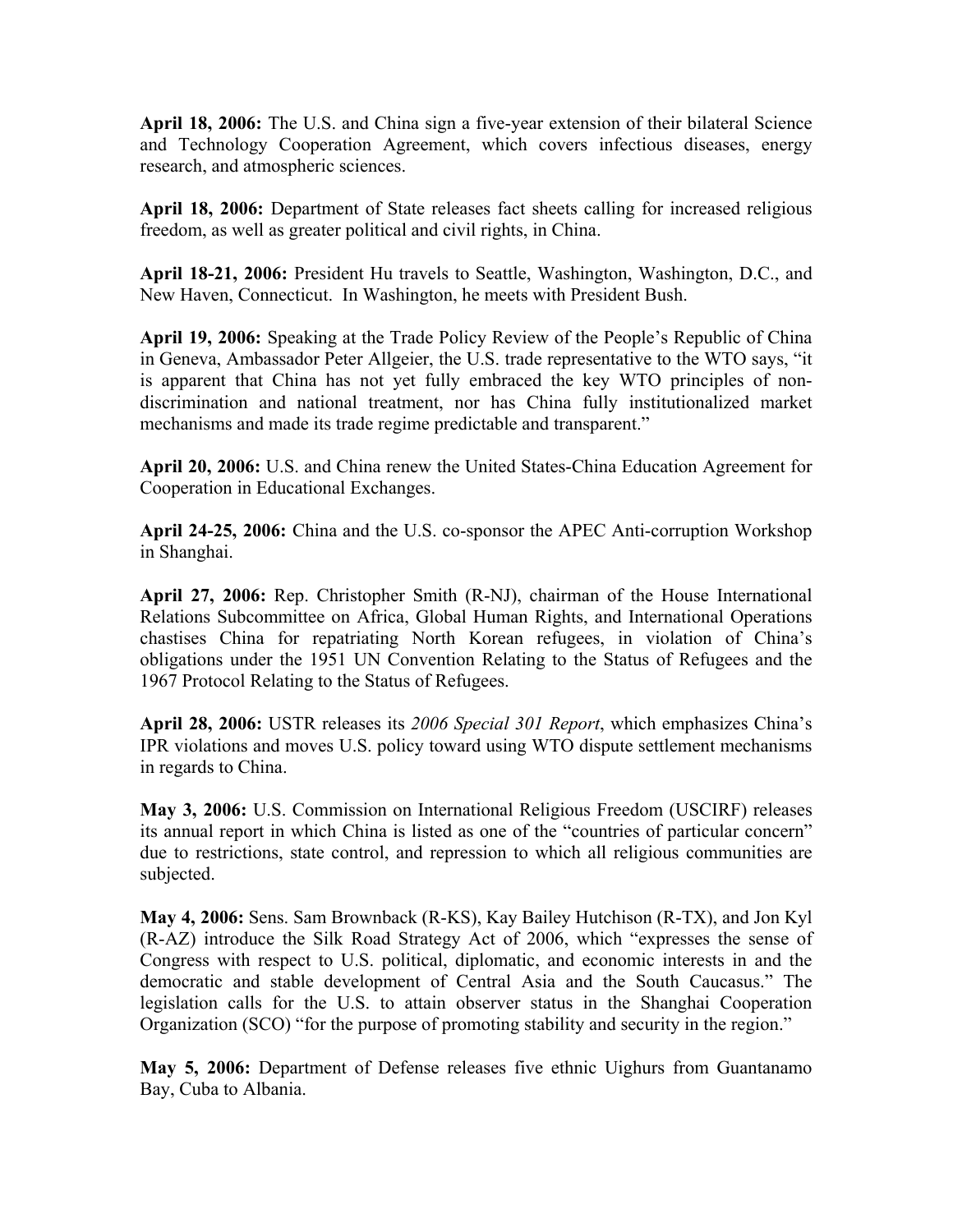**April 18, 2006:** The U.S. and China sign a five-year extension of their bilateral Science and Technology Cooperation Agreement, which covers infectious diseases, energy research, and atmospheric sciences.

**April 18, 2006:** Department of State releases fact sheets calling for increased religious freedom, as well as greater political and civil rights, in China.

**April 18-21, 2006:** President Hu travels to Seattle, Washington, Washington, D.C., and New Haven, Connecticut. In Washington, he meets with President Bush.

**April 19, 2006:** Speaking at the Trade Policy Review of the People's Republic of China in Geneva, Ambassador Peter Allgeier, the U.S. trade representative to the WTO says, "it is apparent that China has not yet fully embraced the key WTO principles of non-discrimination and national treatment, nor has China fully institutionalized market mechanisms and made its trade regime predictable and transparent."

**April 20, 2006:** U.S. and China renew the United States-China Education Agreement for Cooperation in Educational Exchanges.

**April 24-25, 2006:** China and the U.S. co-sponsor the APEC Anti-corruption Workshop in Shanghai.

**April 27, 2006:** Rep. Christopher Smith (R-NJ), chairman of the House International Relations Subcommittee on Africa, Global Human Rights, and International Operations chastises China for repatriating North Korean refugees, in violation of China's obligations under the 1951 UN Convention Relating to the Status of Refugees and the 1967 Protocol Relating to the Status of Refugees.

**April 28, 2006:** USTR releases its *2006 Special 301 Report*, which emphasizes China's IPR violations and moves U.S. policy toward using WTO dispute settlement mechanisms in regards to China.

**May 3, 2006:** U.S. Commission on International Religious Freedom (USCIRF) releases its annual report in which China is listed as one of the "countries of particular concern" due to restrictions, state control, and repression to which all religious communities are subjected.

**May 4, 2006:** Sens. Sam Brownback (R-KS), Kay Bailey Hutchison (R-TX), and Jon Kyl (R-AZ) introduce the Silk Road Strategy Act of 2006, which "expresses the sense of Congress with respect to U.S. political, diplomatic, and economic interests in and the democratic and stable development of Central Asia and the South Caucasus." The legislation calls for the U.S. to attain observer status in the Shanghai Cooperation Organization (SCO) "for the purpose of promoting stability and security in the region."

**May 5, 2006:** Department of Defense releases five ethnic Uighurs from Guantanamo Bay, Cuba to Albania.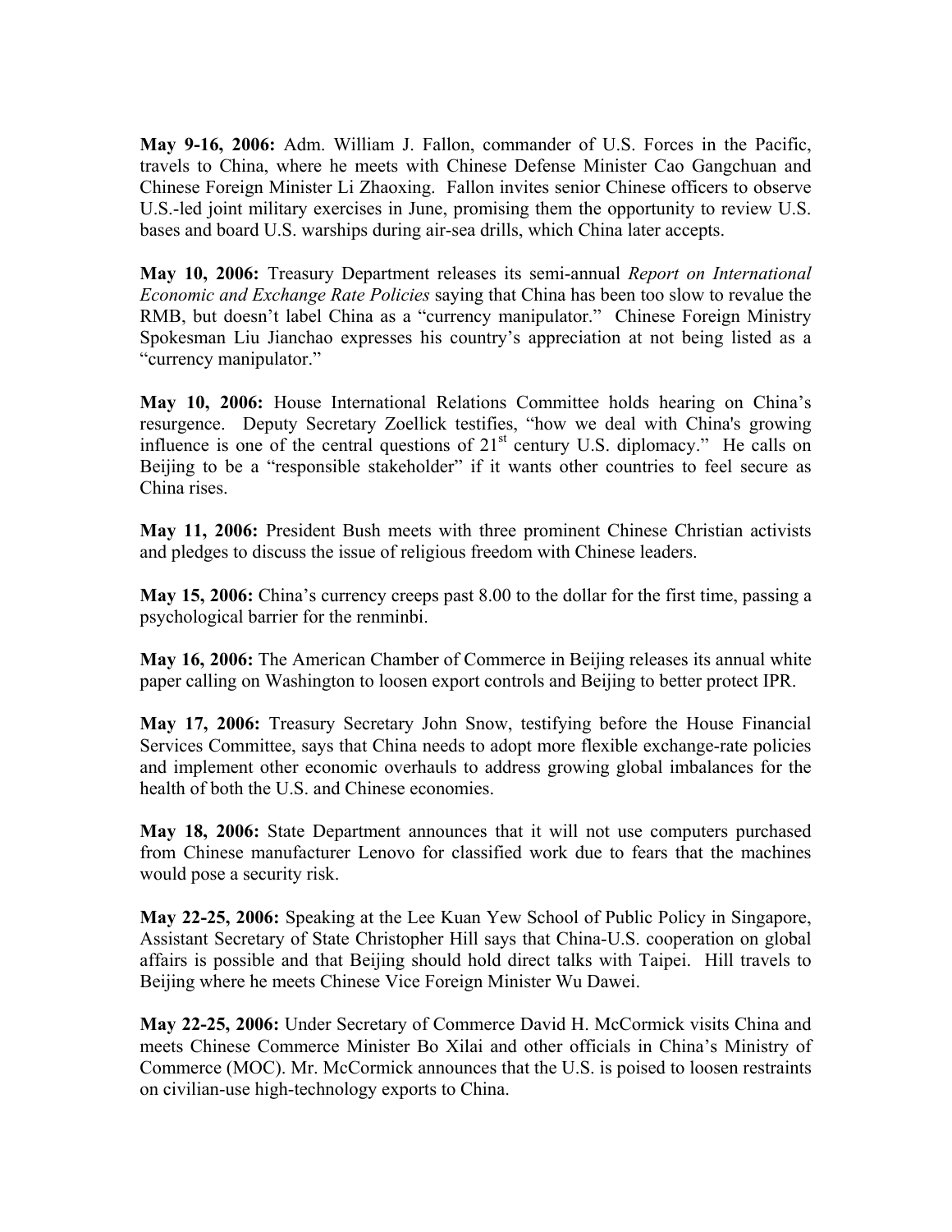**May 9-16, 2006:** Adm. William J. Fallon, commander of U.S. Forces in the Pacific, travels to China, where he meets with Chinese Defense Minister Cao Gangchuan and Chinese Foreign Minister Li Zhaoxing. Fallon invites senior Chinese officers to observe U.S.-led joint military exercises in June, promising them the opportunity to review U.S. bases and board U.S. warships during air-sea drills, which China later accepts.

**May 10, 2006:** Treasury Department releases its semi-annual *Report on International Economic and Exchange Rate Policies* saying that China has been too slow to revalue the RMB, but doesn't label China as a "currency manipulator." Chinese Foreign Ministry Spokesman Liu Jianchao expresses his country's appreciation at not being listed as a "currency manipulator."

**May 10, 2006:** House International Relations Committee holds hearing on China's resurgence. Deputy Secretary Zoellick testifies, "how we deal with China's growing influence is one of the central questions of 21st century U.S. diplomacy." He calls on Beijing to be a "responsible stakeholder" if it wants other countries to feel secure as China rises.

**May 11, 2006:** President Bush meets with three prominent Chinese Christian activists and pledges to discuss the issue of religious freedom with Chinese leaders.

**May 15, 2006:** China's currency creeps past 8.00 to the dollar for the first time, passing a psychological barrier for the renminbi.

**May 16, 2006:** The American Chamber of Commerce in Beijing releases its annual white paper calling on Washington to loosen export controls and Beijing to better protect IPR.

**May 17, 2006:** Treasury Secretary John Snow, testifying before the House Financial Services Committee, says that China needs to adopt more flexible exchange-rate policies and implement other economic overhauls to address growing global imbalances for the health of both the U.S. and Chinese economies.

**May 18, 2006:** State Department announces that it will not use computers purchased from Chinese manufacturer Lenovo for classified work due to fears that the machines would pose a security risk.

**May 22-25, 2006:** Speaking at the Lee Kuan Yew School of Public Policy in Singapore, Assistant Secretary of State Christopher Hill says that China-U.S. cooperation on global affairs is possible and that Beijing should hold direct talks with Taipei. Hill travels to Beijing where he meets Chinese Vice Foreign Minister Wu Dawei.

**May 22-25, 2006:** Under Secretary of Commerce David H. McCormick visits China and meets Chinese Commerce Minister Bo Xilai and other officials in China's Ministry of Commerce (MOC). Mr. McCormick announces that the U.S. is poised to loosen restraints on civilian-use high-technology exports to China.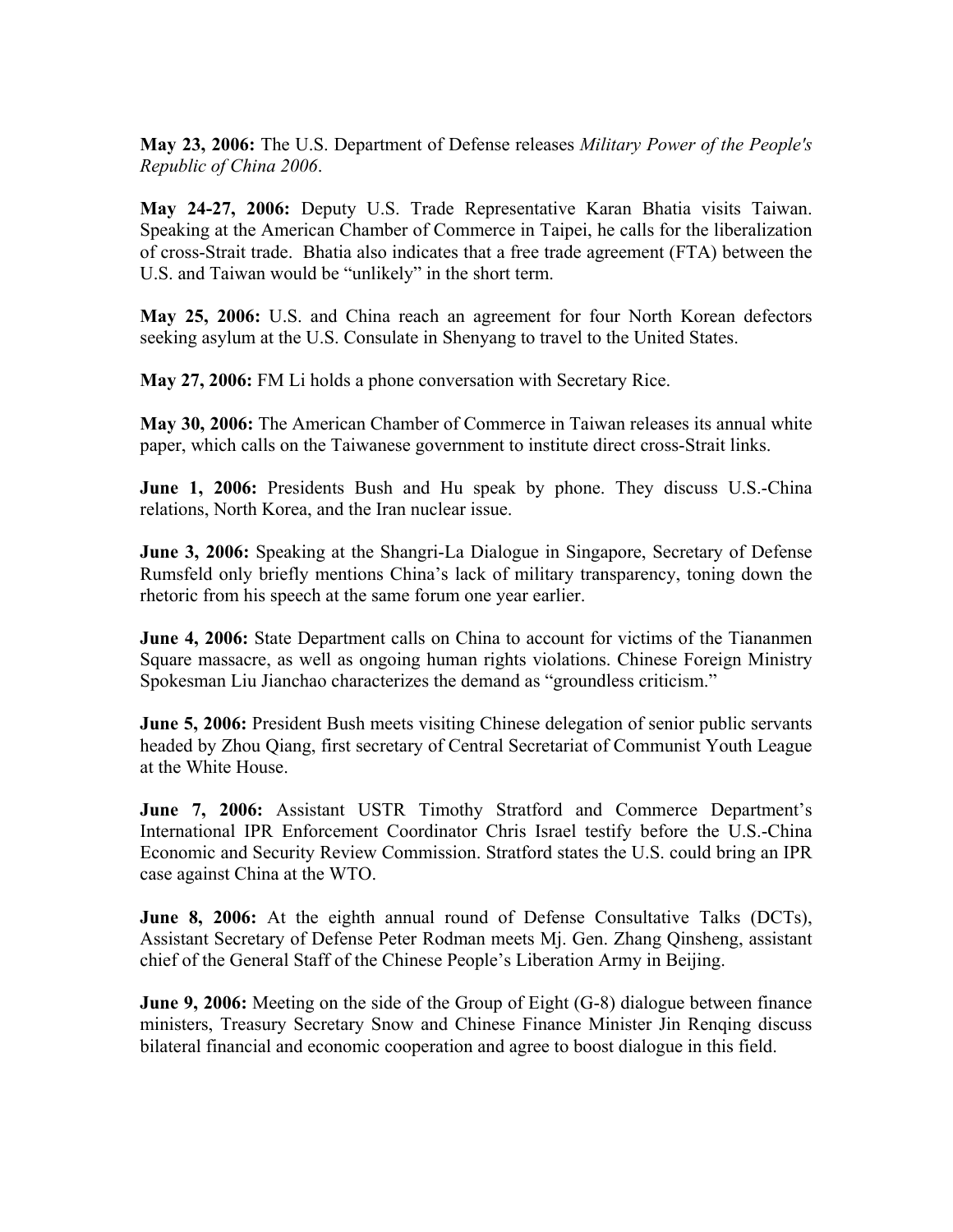**May 23, 2006:** The U.S. Department of Defense releases *Military Power of the People's Republic of China 2006*.

**May 24-27, 2006:** Deputy U.S. Trade Representative Karan Bhatia visits Taiwan. Speaking at the American Chamber of Commerce in Taipei, he calls for the liberalization of cross-Strait trade. Bhatia also indicates that a free trade agreement (FTA) between the U.S. and Taiwan would be "unlikely" in the short term.

**May 25, 2006:** U.S. and China reach an agreement for four North Korean defectors seeking asylum at the U.S. Consulate in Shenyang to travel to the United States.

**May 27, 2006:** FM Li holds a phone conversation with Secretary Rice.

**May 30, 2006:** The American Chamber of Commerce in Taiwan releases its annual white paper, which calls on the Taiwanese government to institute direct cross-Strait links.

**June 1, 2006:** Presidents Bush and Hu speak by phone. They discuss U.S.-China relations, North Korea, and the Iran nuclear issue.

**June 3, 2006:** Speaking at the Shangri-La Dialogue in Singapore, Secretary of Defense Rumsfeld only briefly mentions China's lack of military transparency, toning down the rhetoric from his speech at the same forum one year earlier.

**June 4, 2006:** State Department calls on China to account for victims of the Tiananmen Square massacre, as well as ongoing human rights violations. Chinese Foreign Ministry Spokesman Liu Jianchao characterizes the demand as "groundless criticism."

**June 5, 2006:** President Bush meets visiting Chinese delegation of senior public servants headed by Zhou Qiang, first secretary of Central Secretariat of Communist Youth League at the White House.

**June 7, 2006:** Assistant USTR Timothy Stratford and Commerce Department's International IPR Enforcement Coordinator Chris Israel testify before the U.S.-China Economic and Security Review Commission. Stratford states the U.S. could bring an IPR case against China at the WTO.

**June 8, 2006:** At the eighth annual round of Defense Consultative Talks (DCTs), Assistant Secretary of Defense Peter Rodman meets Mj. Gen. Zhang Qinsheng, assistant chief of the General Staff of the Chinese People's Liberation Army in Beijing.

**June 9, 2006:** Meeting on the side of the Group of Eight (G-8) dialogue between finance ministers, Treasury Secretary Snow and Chinese Finance Minister Jin Renqing discuss bilateral financial and economic cooperation and agree to boost dialogue in this field.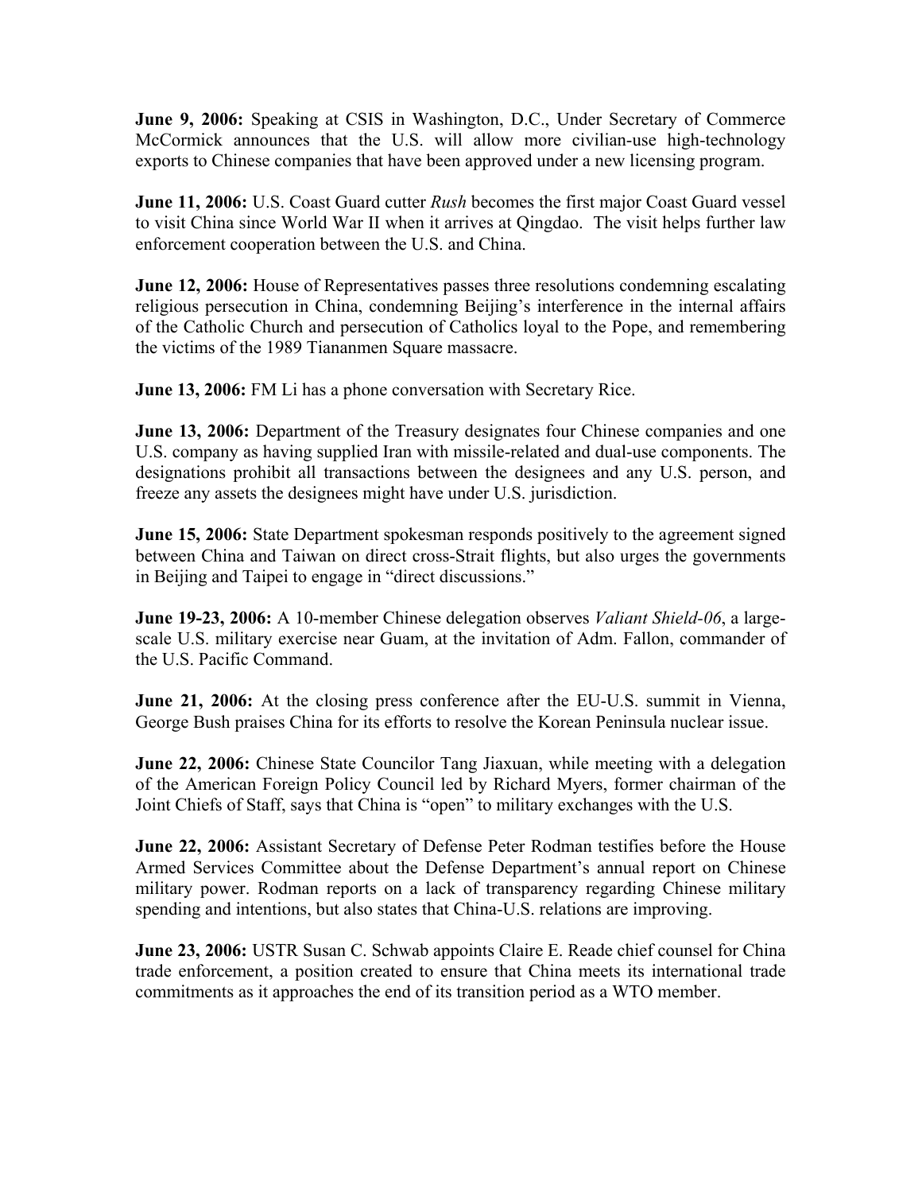**June 9, 2006:** Speaking at CSIS in Washington, D.C., Under Secretary of Commerce McCormick announces that the U.S. will allow more civilian-use high-technology exports to Chinese companies that have been approved under a new licensing program.

**June 11, 2006:** U.S. Coast Guard cutter *Rush* becomes the first major Coast Guard vessel to visit China since World War II when it arrives at Qingdao. The visit helps further law enforcement cooperation between the U.S. and China.

**June 12, 2006:** House of Representatives passes three resolutions condemning escalating religious persecution in China, condemning Beijing's interference in the internal affairs of the Catholic Church and persecution of Catholics loyal to the Pope, and remembering the victims of the 1989 Tiananmen Square massacre.

**June 13, 2006:** FM Li has a phone conversation with Secretary Rice.

**June 13, 2006:** Department of the Treasury designates four Chinese companies and one U.S. company as having supplied Iran with missile-related and dual-use components. The designations prohibit all transactions between the designees and any U.S. person, and freeze any assets the designees might have under U.S. jurisdiction.

**June 15, 2006:** State Department spokesman responds positively to the agreement signed between China and Taiwan on direct cross-Strait flights, but also urges the governments in Beijing and Taipei to engage in "direct discussions."

**June 19-23, 2006:** A 10-member Chinese delegation observes *Valiant Shield-06*, a large-scale U.S. military exercise near Guam, at the invitation of Adm. Fallon, commander of the U.S. Pacific Command.

**June 21, 2006:** At the closing press conference after the EU-U.S. summit in Vienna, George Bush praises China for its efforts to resolve the Korean Peninsula nuclear issue.

**June 22, 2006:** Chinese State Councilor Tang Jiaxuan, while meeting with a delegation of the American Foreign Policy Council led by Richard Myers, former chairman of the Joint Chiefs of Staff, says that China is "open" to military exchanges with the U.S.

**June 22, 2006:** Assistant Secretary of Defense Peter Rodman testifies before the House Armed Services Committee about the Defense Department's annual report on Chinese military power. Rodman reports on a lack of transparency regarding Chinese military spending and intentions, but also states that China-U.S. relations are improving.

**June 23, 2006:** USTR Susan C. Schwab appoints Claire E. Reade chief counsel for China trade enforcement, a position created to ensure that China meets its international trade commitments as it approaches the end of its transition period as a WTO member.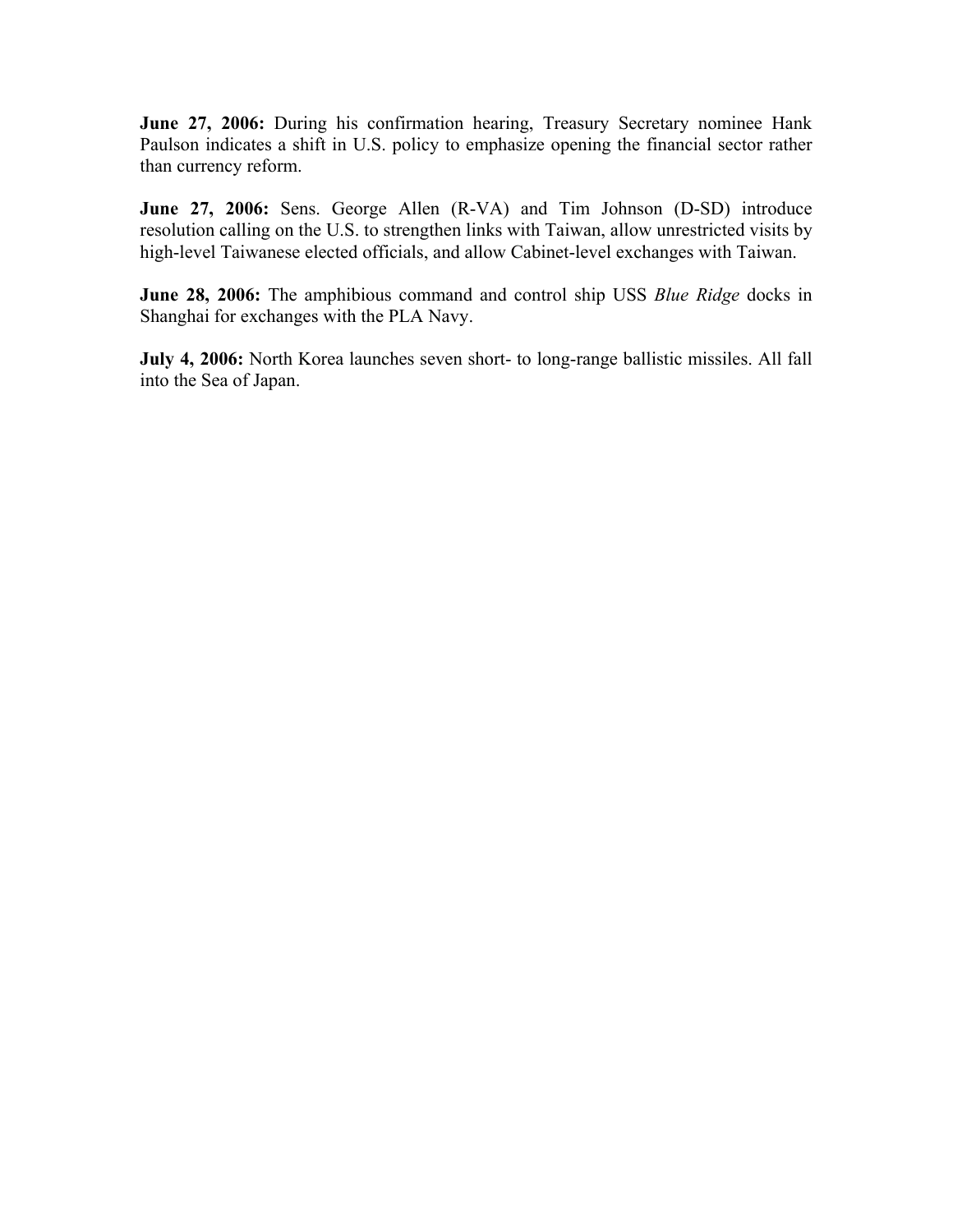**June 27, 2006:** During his confirmation hearing, Treasury Secretary nominee Hank Paulson indicates a shift in U.S. policy to emphasize opening the financial sector rather than currency reform.

**June 27, 2006:** Sens. George Allen (R-VA) and Tim Johnson (D-SD) introduce resolution calling on the U.S. to strengthen links with Taiwan, allow unrestricted visits by high-level Taiwanese elected officials, and allow Cabinet-level exchanges with Taiwan.

**June 28, 2006:** The amphibious command and control ship USS *Blue Ridge* docks in Shanghai for exchanges with the PLA Navy.

**July 4, 2006:** North Korea launches seven short- to long-range ballistic missiles. All fall into the Sea of Japan.